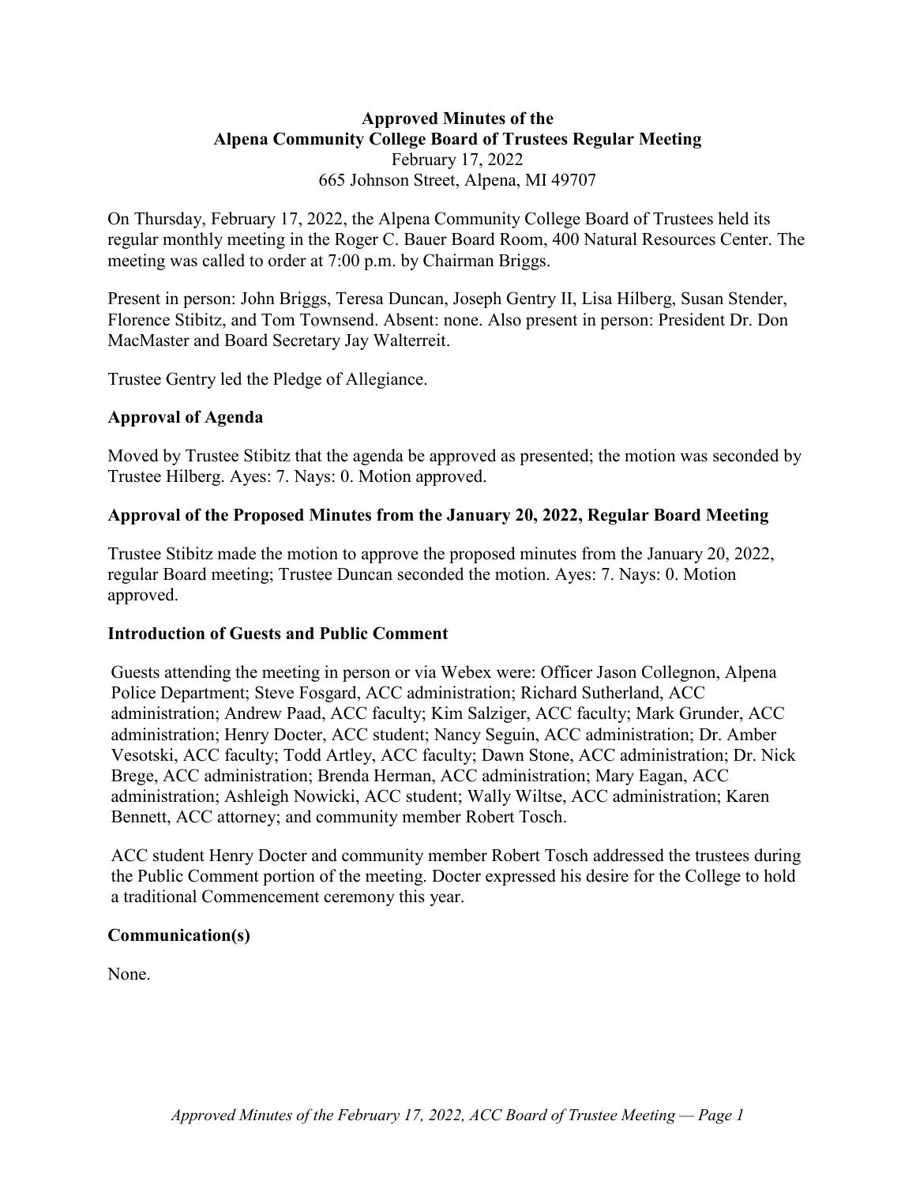**Approved Minutes of the**
**Alpena Community College Board of Trustees Regular Meeting**
February 17, 2022
665 Johnson Street, Alpena, MI 49707

On Thursday, February 17, 2022, the Alpena Community College Board of Trustees held its regular monthly meeting in the Roger C. Bauer Board Room, 400 Natural Resources Center. The meeting was called to order at 7:00 p.m. by Chairman Briggs.

Present in person: John Briggs, Teresa Duncan, Joseph Gentry II, Lisa Hilberg, Susan Stender, Florence Stibitz, and Tom Townsend. Absent: none. Also present in person: President Dr. Don MacMaster and Board Secretary Jay Walterreit.

Trustee Gentry led the Pledge of Allegiance.

### Approval of Agenda

Moved by Trustee Stibitz that the agenda be approved as presented; the motion was seconded by Trustee Hilberg. Ayes: 7. Nays: 0. Motion approved.

### Approval of the Proposed Minutes from the January 20, 2022, Regular Board Meeting

Trustee Stibitz made the motion to approve the proposed minutes from the January 20, 2022, regular Board meeting; Trustee Duncan seconded the motion. Ayes: 7. Nays: 0. Motion approved.

### Introduction of Guests and Public Comment

Guests attending the meeting in person or via Webex were: Officer Jason Collegnon, Alpena Police Department; Steve Fosgard, ACC administration; Richard Sutherland, ACC administration; Andrew Paad, ACC faculty; Kim Salziger, ACC faculty; Mark Grunder, ACC administration; Henry Docter, ACC student; Nancy Seguin, ACC administration; Dr. Amber Vesotski, ACC faculty; Todd Artley, ACC faculty; Dawn Stone, ACC administration; Dr. Nick Brege, ACC administration; Brenda Herman, ACC administration; Mary Eagan, ACC administration; Ashleigh Nowicki, ACC student; Wally Wiltse, ACC administration; Karen Bennett, ACC attorney; and community member Robert Tosch.

ACC student Henry Docter and community member Robert Tosch addressed the trustees during the Public Comment portion of the meeting. Docter expressed his desire for the College to hold a traditional Commencement ceremony this year.

### Communication(s)

None.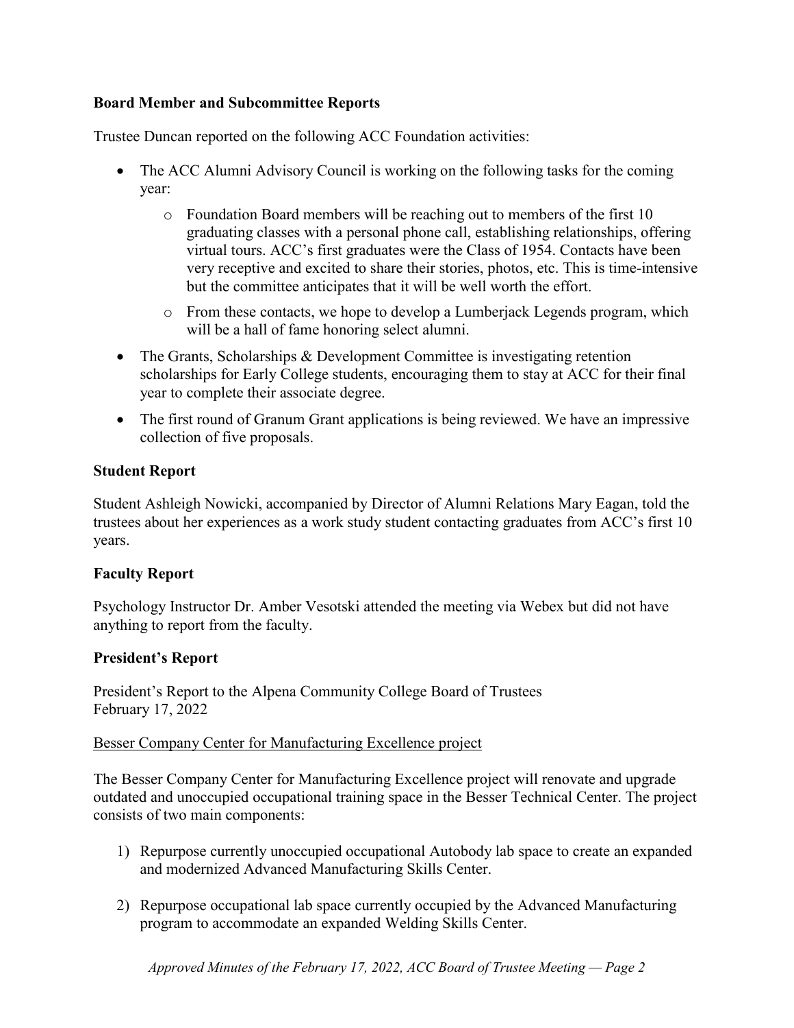## Board Member and Subcommittee Reports

Trustee Duncan reported on the following ACC Foundation activities:

- The ACC Alumni Advisory Council is working on the following tasks for the coming year:
  - Foundation Board members will be reaching out to members of the first 10 graduating classes with a personal phone call, establishing relationships, offering virtual tours. ACC's first graduates were the Class of 1954. Contacts have been very receptive and excited to share their stories, photos, etc. This is time-intensive but the committee anticipates that it will be well worth the effort.
  - From these contacts, we hope to develop a Lumberjack Legends program, which will be a hall of fame honoring select alumni.
- The Grants, Scholarships & Development Committee is investigating retention scholarships for Early College students, encouraging them to stay at ACC for their final year to complete their associate degree.
- The first round of Granum Grant applications is being reviewed. We have an impressive collection of five proposals.

## Student Report

Student Ashleigh Nowicki, accompanied by Director of Alumni Relations Mary Eagan, told the trustees about her experiences as a work study student contacting graduates from ACC's first 10 years.

## Faculty Report

Psychology Instructor Dr. Amber Vesotski attended the meeting via Webex but did not have anything to report from the faculty.

## President's Report

President's Report to the Alpena Community College Board of Trustees
February 17, 2022

<u>Besser Company Center for Manufacturing Excellence project</u>

The Besser Company Center for Manufacturing Excellence project will renovate and upgrade outdated and unoccupied occupational training space in the Besser Technical Center. The project consists of two main components:

1) Repurpose currently unoccupied occupational Autobody lab space to create an expanded and modernized Advanced Manufacturing Skills Center.
2) Repurpose occupational lab space currently occupied by the Advanced Manufacturing program to accommodate an expanded Welding Skills Center.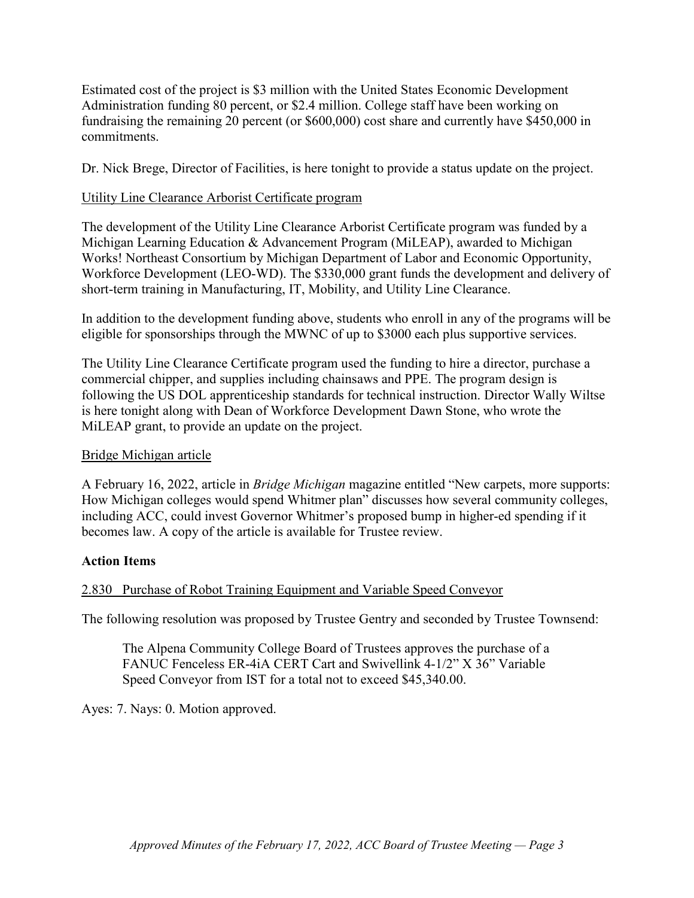Estimated cost of the project is $3 million with the United States Economic Development Administration funding 80 percent, or $2.4 million. College staff have been working on fundraising the remaining 20 percent (or $600,000) cost share and currently have $450,000 in commitments.

Dr. Nick Brege, Director of Facilities, is here tonight to provide a status update on the project.

Utility Line Clearance Arborist Certificate program

The development of the Utility Line Clearance Arborist Certificate program was funded by a Michigan Learning Education & Advancement Program (MiLEAP), awarded to Michigan Works! Northeast Consortium by Michigan Department of Labor and Economic Opportunity, Workforce Development (LEO-WD). The $330,000 grant funds the development and delivery of short-term training in Manufacturing, IT, Mobility, and Utility Line Clearance.

In addition to the development funding above, students who enroll in any of the programs will be eligible for sponsorships through the MWNC of up to $3000 each plus supportive services.

The Utility Line Clearance Certificate program used the funding to hire a director, purchase a commercial chipper, and supplies including chainsaws and PPE. The program design is following the US DOL apprenticeship standards for technical instruction. Director Wally Wiltse is here tonight along with Dean of Workforce Development Dawn Stone, who wrote the MiLEAP grant, to provide an update on the project.

Bridge Michigan article

A February 16, 2022, article in *Bridge Michigan* magazine entitled "New carpets, more supports: How Michigan colleges would spend Whitmer plan" discusses how several community colleges, including ACC, could invest Governor Whitmer's proposed bump in higher-ed spending if it becomes law. A copy of the article is available for Trustee review.

**Action Items**

2.830 Purchase of Robot Training Equipment and Variable Speed Conveyor

The following resolution was proposed by Trustee Gentry and seconded by Trustee Townsend:

> The Alpena Community College Board of Trustees approves the purchase of a FANUC Fenceless ER-4iA CERT Cart and Swivellink 4-1/2" X 36" Variable Speed Conveyor from IST for a total not to exceed $45,340.00.

Ayes: 7. Nays: 0. Motion approved.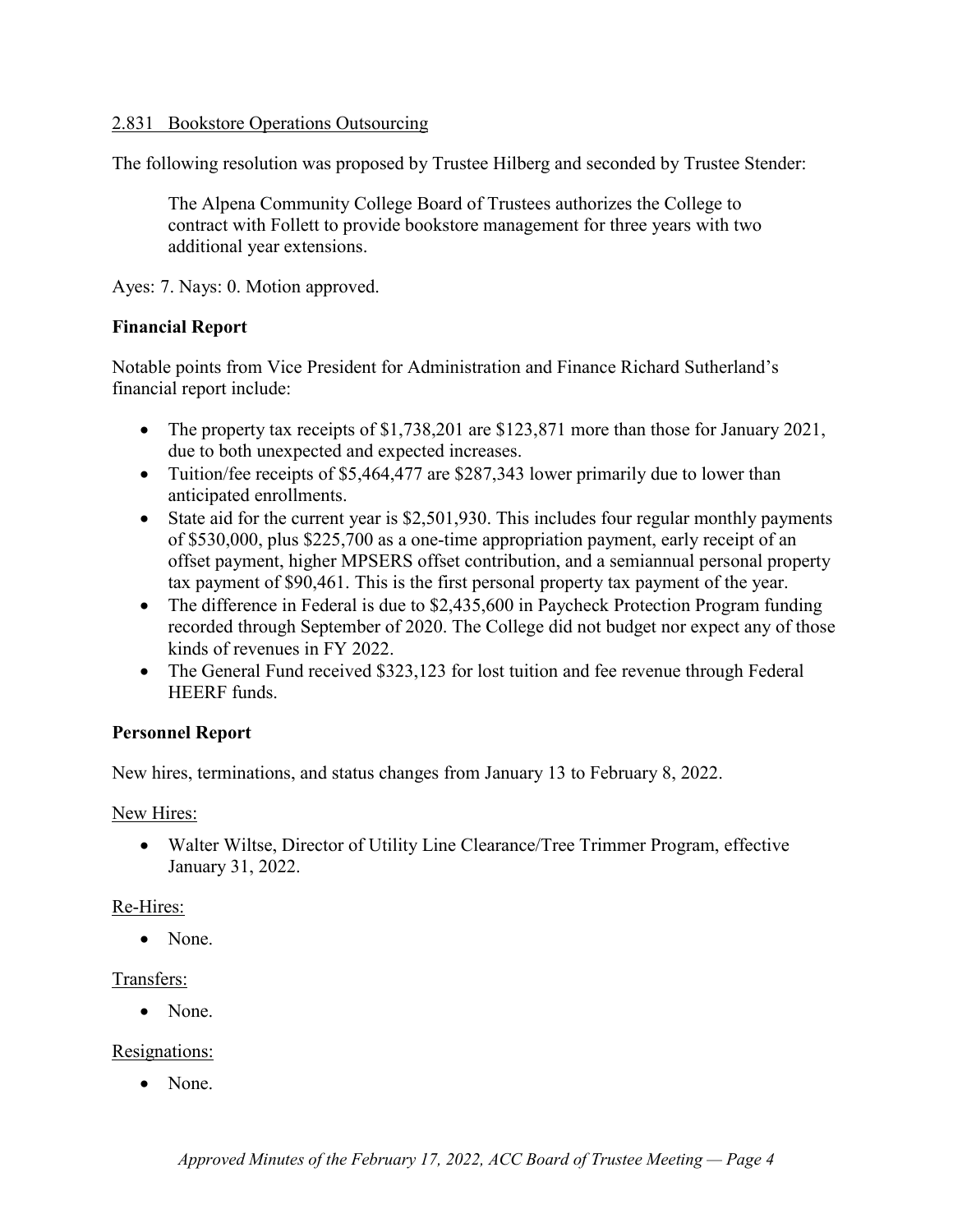2.831 Bookstore Operations Outsourcing

The following resolution was proposed by Trustee Hilberg and seconded by Trustee Stender:

> The Alpena Community College Board of Trustees authorizes the College to contract with Follett to provide bookstore management for three years with two additional year extensions.

Ayes: 7. Nays: 0. Motion approved.

**Financial Report**

Notable points from Vice President for Administration and Finance Richard Sutherland's financial report include:

- The property tax receipts of $1,738,201 are $123,871 more than those for January 2021, due to both unexpected and expected increases.
- Tuition/fee receipts of $5,464,477 are $287,343 lower primarily due to lower than anticipated enrollments.
- State aid for the current year is $2,501,930. This includes four regular monthly payments of $530,000, plus $225,700 as a one-time appropriation payment, early receipt of an offset payment, higher MPSERS offset contribution, and a semiannual personal property tax payment of $90,461. This is the first personal property tax payment of the year.
- The difference in Federal is due to $2,435,600 in Paycheck Protection Program funding recorded through September of 2020. The College did not budget nor expect any of those kinds of revenues in FY 2022.
- The General Fund received $323,123 for lost tuition and fee revenue through Federal HEERF funds.

**Personnel Report**

New hires, terminations, and status changes from January 13 to February 8, 2022.

New Hires:

- Walter Wiltse, Director of Utility Line Clearance/Tree Trimmer Program, effective January 31, 2022.

Re-Hires:

- None.

Transfers:

- None.

Resignations:

- None.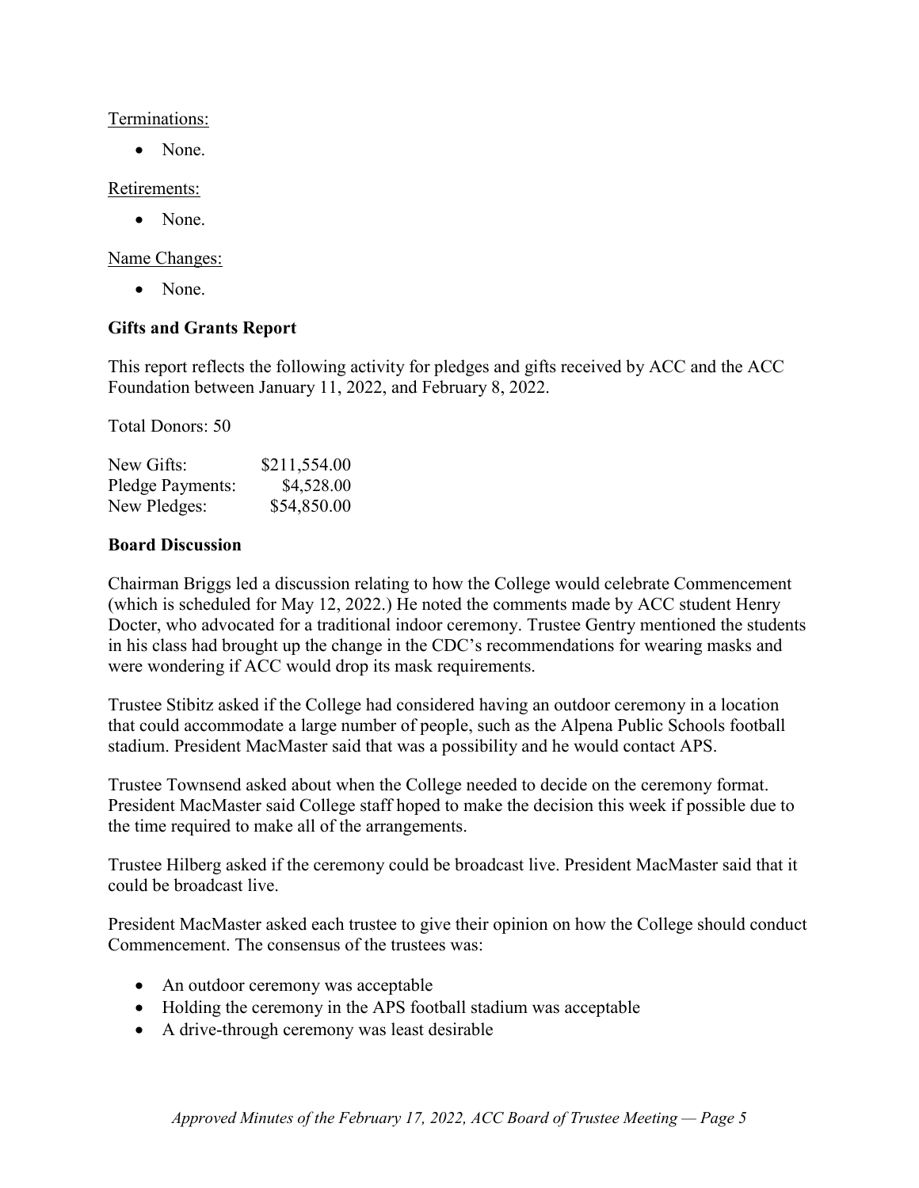Terminations:

- None.

Retirements:

- None.

Name Changes:

- None.

**Gifts and Grants Report**

This report reflects the following activity for pledges and gifts received by ACC and the ACC Foundation between January 11, 2022, and February 8, 2022.

Total Donors: 50

| | |
|---|---:|
| New Gifts: | \$211,554.00 |
| Pledge Payments: | \$4,528.00 |
| New Pledges: | \$54,850.00 |

**Board Discussion**

Chairman Briggs led a discussion relating to how the College would celebrate Commencement (which is scheduled for May 12, 2022.) He noted the comments made by ACC student Henry Docter, who advocated for a traditional indoor ceremony. Trustee Gentry mentioned the students in his class had brought up the change in the CDC's recommendations for wearing masks and were wondering if ACC would drop its mask requirements.

Trustee Stibitz asked if the College had considered having an outdoor ceremony in a location that could accommodate a large number of people, such as the Alpena Public Schools football stadium. President MacMaster said that was a possibility and he would contact APS.

Trustee Townsend asked about when the College needed to decide on the ceremony format. President MacMaster said College staff hoped to make the decision this week if possible due to the time required to make all of the arrangements.

Trustee Hilberg asked if the ceremony could be broadcast live. President MacMaster said that it could be broadcast live.

President MacMaster asked each trustee to give their opinion on how the College should conduct Commencement. The consensus of the trustees was:

- An outdoor ceremony was acceptable
- Holding the ceremony in the APS football stadium was acceptable
- A drive-through ceremony was least desirable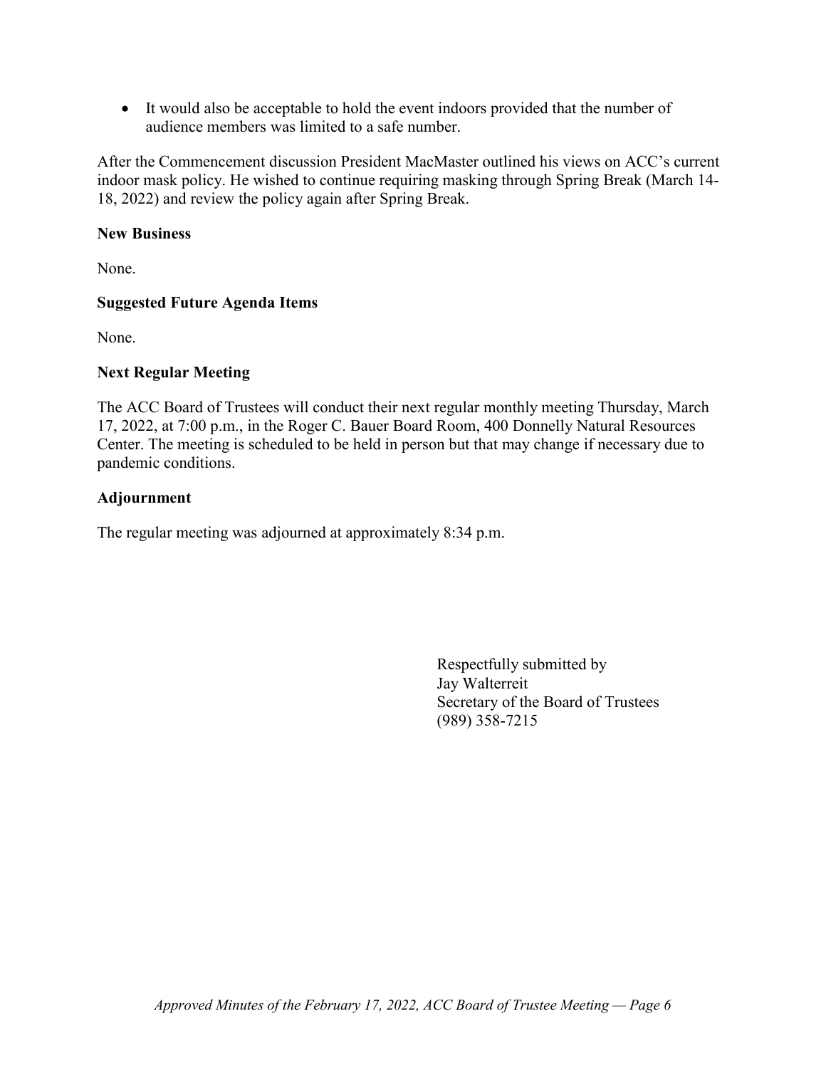- It would also be acceptable to hold the event indoors provided that the number of audience members was limited to a safe number.

After the Commencement discussion President MacMaster outlined his views on ACC's current indoor mask policy. He wished to continue requiring masking through Spring Break (March 14-18, 2022) and review the policy again after Spring Break.

**New Business**

None.

**Suggested Future Agenda Items**

None.

**Next Regular Meeting**

The ACC Board of Trustees will conduct their next regular monthly meeting Thursday, March 17, 2022, at 7:00 p.m., in the Roger C. Bauer Board Room, 400 Donnelly Natural Resources Center. The meeting is scheduled to be held in person but that may change if necessary due to pandemic conditions.

**Adjournment**

The regular meeting was adjourned at approximately 8:34 p.m.

Respectfully submitted by
Jay Walterreit
Secretary of the Board of Trustees
(989) 358-7215